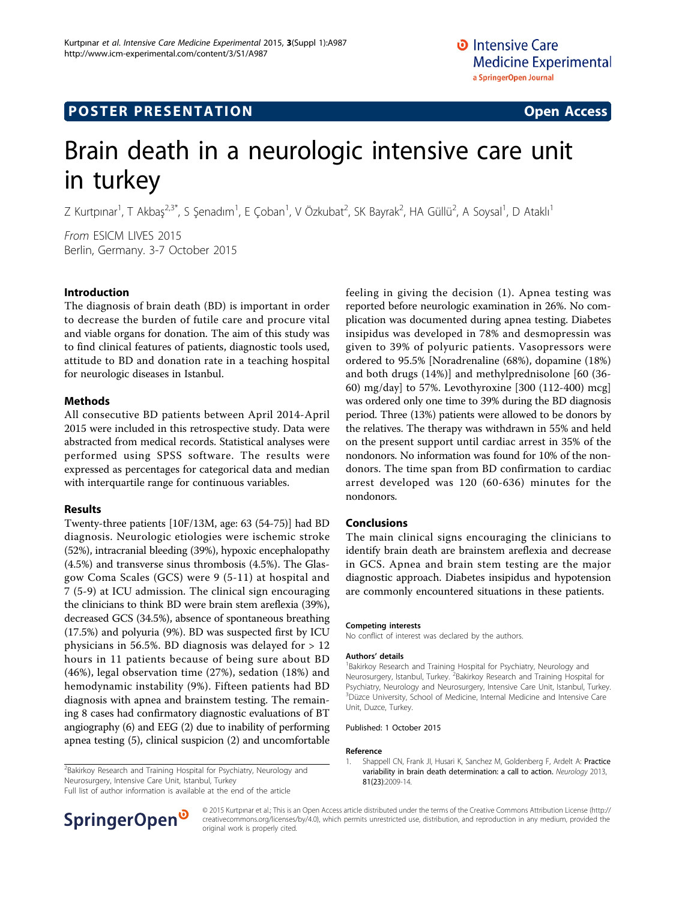POSTER PRESENTATION — Open Access

# Brain death in a neurologic intensive care unit in turkey

Z Kurtpınar[1], T Akbaş[2,3*], S Şenadım[1], E Çoban[1], V Özkubat[2], SK Bayrak[2], HA Güllü[2], A Soysal[1], D Ataklı[1]

*From* ESICM LIVES 2015
Berlin, Germany. 3-7 October 2015

## Introduction

The diagnosis of brain death (BD) is important in order to decrease the burden of futile care and procure vital and viable organs for donation. The aim of this study was to find clinical features of patients, diagnostic tools used, attitude to BD and donation rate in a teaching hospital for neurologic diseases in Istanbul.

## Methods

All consecutive BD patients between April 2014-April 2015 were included in this retrospective study. Data were abstracted from medical records. Statistical analyses were performed using SPSS software. The results were expressed as percentages for categorical data and median with interquartile range for continuous variables.

## Results

Twenty-three patients [10F/13M, age: 63 (54-75)] had BD diagnosis. Neurologic etiologies were ischemic stroke (52%), intracranial bleeding (39%), hypoxic encephalopathy (4.5%) and transverse sinus thrombosis (4.5%). The Glasgow Coma Scales (GCS) were 9 (5-11) at hospital and 7 (5-9) at ICU admission. The clinical sign encouraging the clinicians to think BD were brain stem areflexia (39%), decreased GCS (34.5%), absence of spontaneous breathing (17.5%) and polyuria (9%). BD was suspected first by ICU physicians in 56.5%. BD diagnosis was delayed for > 12 hours in 11 patients because of being sure about BD (46%), legal observation time (27%), sedation (18%) and hemodynamic instability (9%). Fifteen patients had BD diagnosis with apnea and brainstem testing. The remaining 8 cases had confirmatory diagnostic evaluations of BT angiography (6) and EEG (2) due to inability of performing apnea testing (5), clinical suspicion (2) and uncomfortable feeling in giving the decision (1). Apnea testing was reported before neurologic examination in 26%. No complication was documented during apnea testing. Diabetes insipidus was developed in 78% and desmopressin was given to 39% of polyuric patients. Vasopressors were ordered to 95.5% [Noradrenaline (68%), dopamine (18%) and both drugs (14%)] and methylprednisolone [60 (36-60) mg/day] to 57%. Levothyroxine [300 (112-400) mcg] was ordered only one time to 39% during the BD diagnosis period. Three (13%) patients were allowed to be donors by the relatives. The therapy was withdrawn in 55% and held on the present support until cardiac arrest in 35% of the nondonors. No information was found for 10% of the nondonors. The time span from BD confirmation to cardiac arrest developed was 120 (60-636) minutes for the nondonors.

## Conclusions

The main clinical signs encouraging the clinicians to identify brain death are brainstem areflexia and decrease in GCS. Apnea and brain stem testing are the major diagnostic approach. Diabetes insipidus and hypotension are commonly encountered situations in these patients.

### Competing interests

No conflict of interest was declared by the authors.

### Authors' details

[1]Bakirkoy Research and Training Hospital for Psychiatry, Neurology and Neurosurgery, Istanbul, Turkey. [2]Bakirkoy Research and Training Hospital for Psychiatry, Neurology and Neurosurgery, Intensive Care Unit, Istanbul, Turkey. [3]Düzce University, School of Medicine, Internal Medicine and Intensive Care Unit, Duzce, Turkey.

Published: 1 October 2015

### Reference

1. Shappell CN, Frank JI, Husari K, Sanchez M, Goldenberg F, Ardelt A: Practice variability in brain death determination: a call to action. *Neurology* 2013, 81(23):2009-14.

[2]Bakirkoy Research and Training Hospital for Psychiatry, Neurology and Neurosurgery, Intensive Care Unit, Istanbul, Turkey
Full list of author information is available at the end of the article

© 2015 Kurtpınar et al.; This is an Open Access article distributed under the terms of the Creative Commons Attribution License (http://creativecommons.org/licenses/by/4.0), which permits unrestricted use, distribution, and reproduction in any medium, provided the original work is properly cited.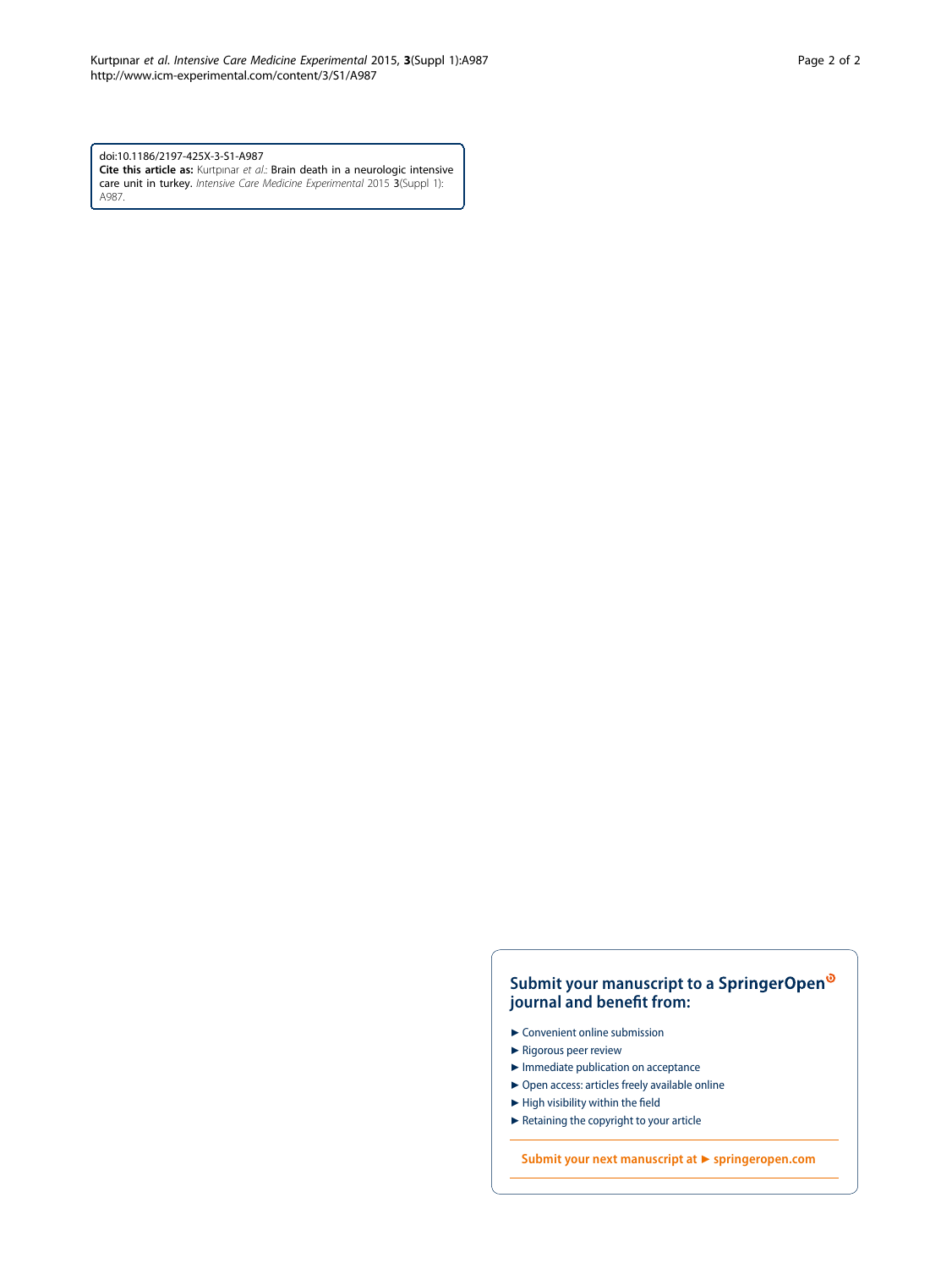doi:10.1186/2197-425X-3-S1-A987

**Cite this article as:** Kurtpınar *et al.*: Brain death in a neurologic intensive care unit in turkey. *Intensive Care Medicine Experimental* 2015 **3**(Suppl 1): A987.

**Submit your manuscript to a SpringerOpen journal and benefit from:**

- ► Convenient online submission
- ► Rigorous peer review
- ► Immediate publication on acceptance
- ► Open access: articles freely available online
- ► High visibility within the field
- ► Retaining the copyright to your article

**Submit your next manuscript at ► springeropen.com**